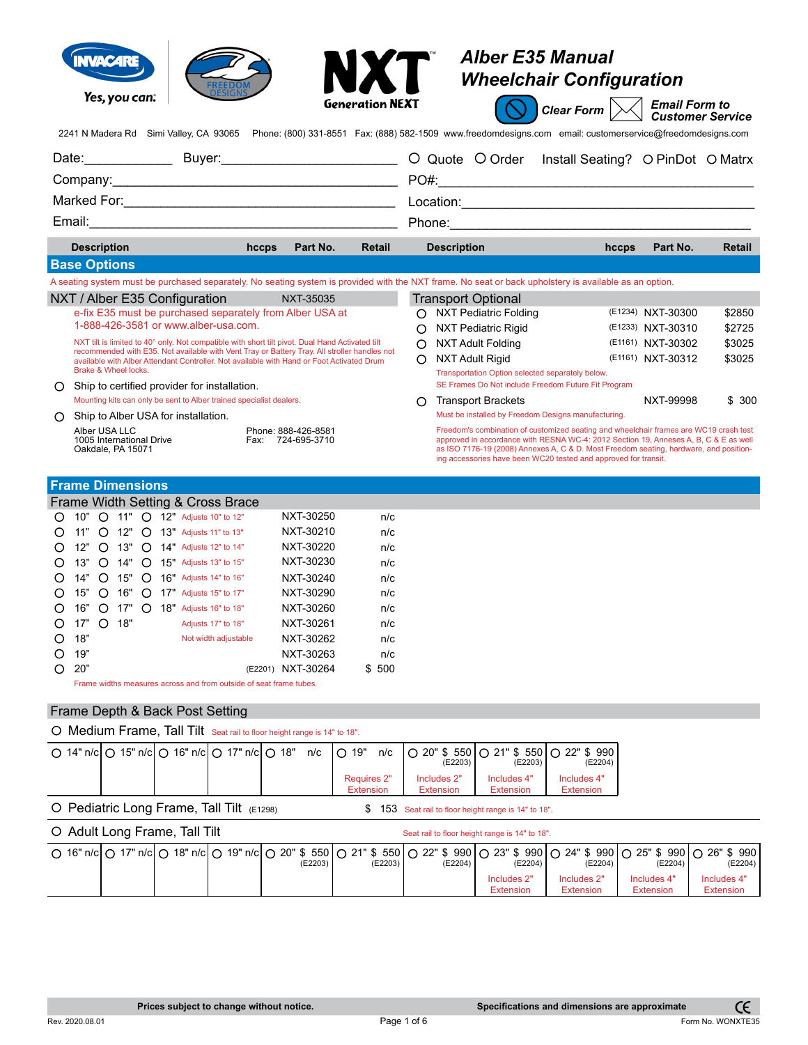# Alber E35 Manual Wheelchair Configuration

Clear Form | Email Form to Customer Service

2241 N Madera Rd Simi Valley, CA 93065 Phone: (800) 331-8551 Fax: (888) 582-1509 www.freedomdesigns.com email: customerservice@freedomdesigns.com

Date:____________ Buyer:________________________ ○ Quote ○ Order Install Seating? ○ PinDot ○ Matrx

Company:________________________________________ PO#:________________________________________

Marked For:______________________________________ Location:____________________________________

Email:__________________________________________ Phone:______________________________________

| Description | hccps | Part No. | Retail | Description | hccps | Part No. | Retail |
|---|---|---|---|---|---|---|---|

## Base Options

A seating system must be purchased separately. No seating system is provided with the NXT frame. No seat or back upholstery is available as an option.

### NXT / Alber E35 Configuration — NXT-35035

e-fix E35 must be purchased separately from Alber USA at 1-888-426-3581 or www.alber-usa.com.

NXT tilt is limited to 40° only. Not compatible with short tilt pivot. Dual Hand Activated tilt recommended with E35. Not available with Vent Tray or Battery Tray. All stroller handles not available with Alber Attendant Controller. Not available with Hand or Foot Activated Drum Brake & Wheel locks.

○ Ship to certified provider for installation.

Mounting kits can only be sent to Alber trained specialist dealers.

○ Ship to Alber USA for installation.

Alber USA LLC
1005 International Drive
Oakdale, PA 15071

Phone: 888-426-8581
Fax: 724-695-3710

### Transport Optional

| Description | hccps | Part No. | Retail |
|---|---|---|---|
| ○ NXT Pediatric Folding | (E1234) | NXT-30300 | $2850 |
| ○ NXT Pediatric Rigid | (E1233) | NXT-30310 | $2725 |
| ○ NXT Adult Folding | (E1161) | NXT-30302 | $3025 |
| ○ NXT Adult Rigid | (E1161) | NXT-30312 | $3025 |

Transportation Option selected separately below.
SE Frames Do Not include Freedom Future Fit Program

| Description | hccps | Part No. | Retail |
|---|---|---|---|
| ○ Transport Brackets | | NXT-99998 | $ 300 |

Must be installed by Freedom Designs manufacturing.

Freedom's combination of customized seating and wheelchair frames are WC19 crash test approved in accordance with RESNA WC-4: 2012 Section 19, Annexes A, B, C & E as well as ISO 7176-19 (2008) Annexes A, C & D. Most Freedom seating, hardware, and positioning accessories have been WC20 tested and approved for transit.

## Frame Dimensions

### Frame Width Setting & Cross Brace

| Width | | | Adjustment | hccps | Part No. | Retail |
|---|---|---|---|---|---|---|
| ○ 10" | ○ 11" | ○ 12" | Adjusts 10" to 12" | | NXT-30250 | n/c |
| ○ 11" | ○ 12" | ○ 13" | Adjusts 11" to 13" | | NXT-30210 | n/c |
| ○ 12" | ○ 13" | ○ 14" | Adjusts 12" to 14" | | NXT-30220 | n/c |
| ○ 13" | ○ 14" | ○ 15" | Adjusts 13" to 15" | | NXT-30230 | n/c |
| ○ 14" | ○ 15" | ○ 16" | Adjusts 14" to 16" | | NXT-30240 | n/c |
| ○ 15" | ○ 16" | ○ 17" | Adjusts 15" to 17" | | NXT-30290 | n/c |
| ○ 16" | ○ 17" | ○ 18" | Adjusts 16" to 18" | | NXT-30260 | n/c |
| ○ 17" | ○ 18" | | Adjusts 17" to 18" | | NXT-30261 | n/c |
| ○ 18" | | | Not width adjustable | | NXT-30262 | n/c |
| ○ 19" | | | | | NXT-30263 | n/c |
| ○ 20" | | | | (E2201) | NXT-30264 | $ 500 |

Frame widths measures across and from outside of seat frame tubes.

### Frame Depth & Back Post Setting

○ Medium Frame, Tall Tilt — Seat rail to floor height range is 14" to 18".

| ○ 14" n/c | ○ 15" n/c | ○ 16" n/c | ○ 17" n/c | ○ 18" n/c | ○ 19" n/c | ○ 20" $ 550 (E2203) | ○ 21" $ 550 (E2203) | ○ 22" $ 990 (E2204) |
|---|---|---|---|---|---|---|---|---|
| | | | | | Requires 2" Extension | Includes 2" Extension | Includes 4" Extension | Includes 4" Extension |

○ Pediatric Long Frame, Tall Tilt (E1298) — $ 153 — Seat rail to floor height range is 14" to 18".

○ Adult Long Frame, Tall Tilt — Seat rail to floor height range is 14" to 18".

| ○ 16" n/c | ○ 17" n/c | ○ 18" n/c | ○ 19" n/c | ○ 20" $ 550 (E2203) | ○ 21" $ 550 (E2203) | ○ 22" $ 990 (E2204) | ○ 23" $ 990 (E2204) | ○ 24" $ 990 (E2204) | ○ 25" $ 990 (E2204) | ○ 26" $ 990 (E2204) |
|---|---|---|---|---|---|---|---|---|---|---|
| | | | | | | | Includes 2" Extension | Includes 2" Extension | Includes 4" Extension | Includes 4" Extension |

Prices subject to change without notice. Specifications and dimensions are approximate

Rev. 2020.08.01 Form No. WONXTE35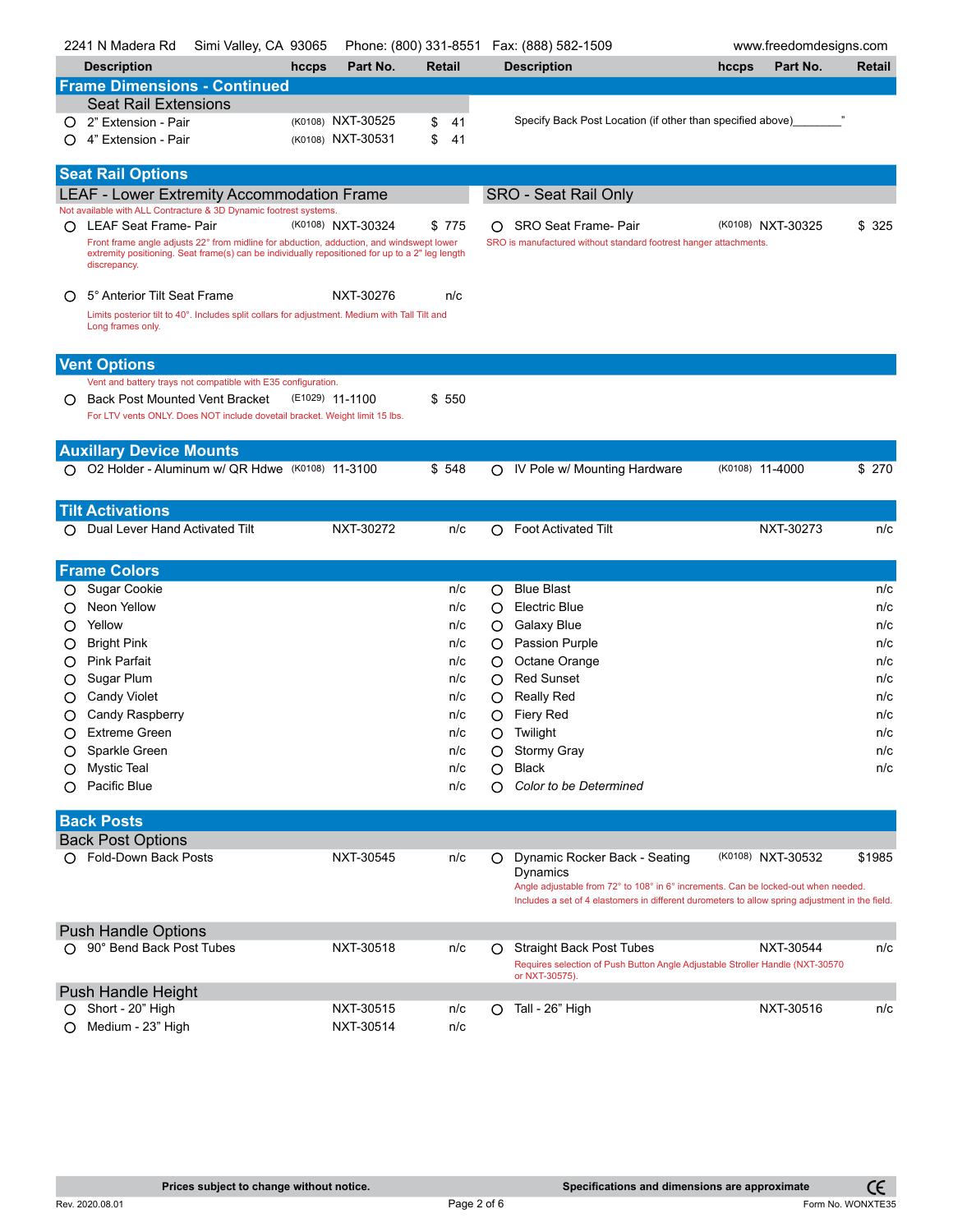2241 N Madera Rd Simi Valley, CA 93065 Phone: (800) 331-8551 Fax: (888) 582-1509 www.freedomdesigns.com

## Frame Dimensions - Continued

### Seat Rail Extensions

| Description | hccps | Part No. | Retail |
|---|---|---|---|
| ○ 2" Extension - Pair | (K0108) | NXT-30525 | $ 41 |
| ○ 4" Extension - Pair | (K0108) | NXT-30531 | $ 41 |

Specify Back Post Location (if other than specified above)________"

## Seat Rail Options

### LEAF - Lower Extremity Accommodation Frame

Not available with ALL Contracture & 3D Dynamic footrest systems.

| Description | hccps | Part No. | Retail |
|---|---|---|---|
| ○ LEAF Seat Frame- Pair | (K0108) | NXT-30324 | $ 775 |
| ○ 5° Anterior Tilt Seat Frame | | NXT-30276 | n/c |

LEAF Seat Frame: Front frame angle adjusts 22° from midline for abduction, adduction, and windswept lower extremity positioning. Seat frame(s) can be individually repositioned for up to a 2" leg length discrepancy.

5° Anterior Tilt Seat Frame: Limits posterior tilt to 40°. Includes split collars for adjustment. Medium with Tall Tilt and Long frames only.

### SRO - Seat Rail Only

| Description | hccps | Part No. | Retail |
|---|---|---|---|
| ○ SRO Seat Frame- Pair | (K0108) | NXT-30325 | $ 325 |

SRO is manufactured without standard footrest hanger attachments.

## Vent Options

Vent and battery trays not compatible with E35 configuration.

| Description | hccps | Part No. | Retail |
|---|---|---|---|
| ○ Back Post Mounted Vent Bracket | (E1029) | 11-1100 | $ 550 |

For LTV vents ONLY. Does NOT include dovetail bracket. Weight limit 15 lbs.

## Auxillary Device Mounts

| Description | hccps | Part No. | Retail |
|---|---|---|---|
| ○ O2 Holder - Aluminum w/ QR Hdwe | (K0108) | 11-3100 | $ 548 |
| ○ IV Pole w/ Mounting Hardware | (K0108) | 11-4000 | $ 270 |

## Tilt Activations

| Description | hccps | Part No. | Retail |
|---|---|---|---|
| ○ Dual Lever Hand Activated Tilt | | NXT-30272 | n/c |
| ○ Foot Activated Tilt | | NXT-30273 | n/c |

## Frame Colors

| Description | Retail | Description | Retail |
|---|---|---|---|
| ○ Sugar Cookie | n/c | ○ Blue Blast | n/c |
| ○ Neon Yellow | n/c | ○ Electric Blue | n/c |
| ○ Yellow | n/c | ○ Galaxy Blue | n/c |
| ○ Bright Pink | n/c | ○ Passion Purple | n/c |
| ○ Pink Parfait | n/c | ○ Octane Orange | n/c |
| ○ Sugar Plum | n/c | ○ Red Sunset | n/c |
| ○ Candy Violet | n/c | ○ Really Red | n/c |
| ○ Candy Raspberry | n/c | ○ Fiery Red | n/c |
| ○ Extreme Green | n/c | ○ Twilight | n/c |
| ○ Sparkle Green | n/c | ○ Stormy Gray | n/c |
| ○ Mystic Teal | n/c | ○ Black | n/c |
| ○ Pacific Blue | n/c | ○ *Color to be Determined* | |

## Back Posts

### Back Post Options

| Description | hccps | Part No. | Retail |
|---|---|---|---|
| ○ Fold-Down Back Posts | | NXT-30545 | n/c |
| ○ Dynamic Rocker Back - Seating Dynamics | (K0108) | NXT-30532 | $1985 |

Dynamic Rocker Back: Angle adjustable from 72° to 108° in 6° increments. Can be locked-out when needed. Includes a set of 4 elastomers in different durometers to allow spring adjustment in the field.

### Push Handle Options

| Description | hccps | Part No. | Retail |
|---|---|---|---|
| ○ 90° Bend Back Post Tubes | | NXT-30518 | n/c |
| ○ Straight Back Post Tubes | | NXT-30544 | n/c |

Straight Back Post Tubes: Requires selection of Push Button Angle Adjustable Stroller Handle (NXT-30570 or NXT-30575).

### Push Handle Height

| Description | hccps | Part No. | Retail |
|---|---|---|---|
| ○ Short - 20" High | | NXT-30515 | n/c |
| ○ Medium - 23" High | | NXT-30514 | n/c |
| ○ Tall - 26" High | | NXT-30516 | n/c |

Prices subject to change without notice. Specifications and dimensions are approximate

Rev. 2020.08.01 Form No. WONXTE35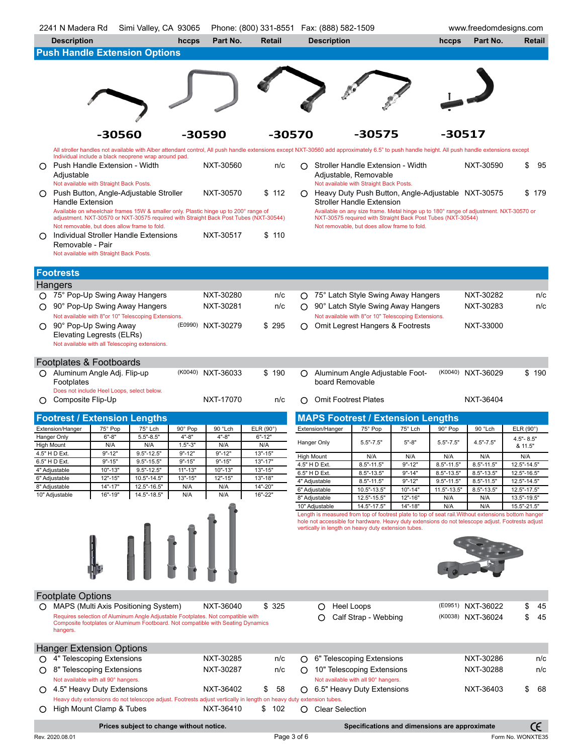## Push Handle Extension Options

-30560 -30590 -30570 -30575 -30517

All stroller handles not available with Alber attendant control, All push handle extensions except NXT-30560 add approximately 6.5" to push handle height. All push handle extensions except Individual include a black neoprene wrap around pad.

| Description | hccps | Part No. | Retail |
|---|---|---|---|
| ○ Push Handle Extension - Width Adjustable<br>Not available with Straight Back Posts. | | NXT-30560 | n/c |
| ○ Stroller Handle Extension - Width Adjustable, Removable<br>Not available with Straight Back Posts. | | NXT-30590 | $ 95 |
| ○ Push Button, Angle-Adjustable Stroller Handle Extension<br>Available on wheelchair frames 15W & smaller only. Plastic hinge up to 200° range of adjustment. NXT-30570 or NXT-30575 required with Straight Back Post Tubes (NXT-30544)<br>Not removable, but does allow frame to fold. | | NXT-30570 | $ 112 |
| ○ Heavy Duty Push Button, Angle-Adjustable Stroller Handle Extension<br>Available on any size frame. Metal hinge up to 180° range of adjustment. NXT-30570 or NXT-30575 required with Straight Back Post Tubes (NXT-30544)<br>Not removable, but does allow frame to fold. | | NXT-30575 | $ 179 |
| ○ Individual Stroller Handle Extensions Removable - Pair<br>Not available with Straight Back Posts. | | NXT-30517 | $ 110 |

## Footrests

### Hangers

| Description | hccps | Part No. | Retail |
|---|---|---|---|
| ○ 75° Pop-Up Swing Away Hangers | | NXT-30280 | n/c |
| ○ 90° Pop-Up Swing Away Hangers<br>Not available with 8"or 10" Telescoping Extensions. | | NXT-30281 | n/c |
| ○ 90° Pop-Up Swing Away Elevating Legrests (ELRs)<br>Not available with all Telescoping extensions. | (E0990) | NXT-30279 | $ 295 |
| ○ 75° Latch Style Swing Away Hangers | | NXT-30282 | n/c |
| ○ 90° Latch Style Swing Away Hangers<br>Not available with 8"or 10" Telescoping Extensions. | | NXT-30283 | n/c |
| ○ Omit Legrest Hangers & Footrests | | NXT-33000 | |

### Footplates & Footboards

| Description | hccps | Part No. | Retail |
|---|---|---|---|
| ○ Aluminum Angle Adj. Flip-up Footplates<br>Does not include Heel Loops, select below. | (K0040) | NXT-36033 | $ 190 |
| ○ Composite Flip-Up | | NXT-17070 | n/c |
| ○ Aluminum Angle Adjustable Foot-board Removable | (K0040) | NXT-36029 | $ 190 |
| ○ Omit Footrest Plates | | NXT-36404 | |

## Footrest / Extension Lengths

| Extension/Hanger | 75° Pop | 75° Lch | 90° Pop | 90 °Lch | ELR (90°) |
|---|---|---|---|---|---|
| Hanger Only | 6"-8" | 5.5"-8.5" | 4"-8" | 4"-8" | 6"-12" |
| High Mount | N/A | N/A | 1.5"-3" | N/A | N/A |
| 4.5" H D Ext. | 9"-12" | 9.5"-12.5" | 9"-12" | 9"-12" | 13"-15" |
| 6.5" H D Ext. | 9"-15" | 9.5"-15.5" | 9"-15" | 9"-15" | 13"-17" |
| 4" Adjustable | 10"-13" | 9.5"-12.5" | 11"-13" | 10"-13" | 13"-15" |
| 6" Adjustable | 12"-15" | 10.5"-14.5" | 13"-15" | 12"-15" | 13"-18" |
| 8" Adjustable | 14"-17" | 12.5"-16.5" | N/A | N/A | 14"-20" |
| 10" Adjustable | 16"-19" | 14.5"-18.5" | N/A | N/A | 16"-22" |

## MAPS Footrest / Extension Lengths

| Extension/Hanger | 75° Pop | 75° Lch | 90° Pop | 90 °Lch | ELR (90°) |
|---|---|---|---|---|---|
| Hanger Only | 5.5"-7.5" | 5"-8" | 5.5"-7.5" | 4.5"-7.5" | 4.5"- 8.5" & 11.5" |
| High Mount | N/A | N/A | N/A | N/A | N/A |
| 4.5" H D Ext. | 8.5"-11.5" | 9"-12" | 8.5"-11.5" | 8.5"-11.5" | 12.5"-14.5" |
| 6.5" H D Ext. | 8.5"-13.5" | 9"-14" | 8.5"-13.5" | 8.5"-13.5" | 12.5"-16.5" |
| 4" Adjustable | 8.5"-11.5" | 9"-12" | 9.5"-11.5" | 8.5"-11.5" | 12.5"-14.5" |
| 6" Adjustable | 10.5"-13.5" | 10"-14" | 11.5"-13.5" | 8.5"-13.5" | 12.5"-17.5" |
| 8" Adjustable | 12.5"-15.5" | 12"-16" | N/A | N/A | 13.5"-19.5" |
| 10" Adjustable | 14.5"-17.5" | 14"-18" | N/A | N/A | 15.5"-21.5" |

Length is measured from top of footrest plate to top of seat rail.Without extensions bottom hanger hole not accessible for hardware. Heavy duty extensions do not telescope adjust. Footrests adjust vertically in length on heavy duty extension tubes.

### Footplate Options

| Description | hccps | Part No. | Retail |
|---|---|---|---|
| ○ MAPS (Multi Axis Positioning System)<br>Requires selection of Aluminum Angle Adjustable Footplates. Not compatible with Composite footplates or Aluminum Footboard. Not compatible with Seating Dynamics hangers. | | NXT-36040 | $ 325 |
| ○ Heel Loops | (E0951) | NXT-36022 | $ 45 |
| ○ Calf Strap - Webbing | (K0038) | NXT-36024 | $ 45 |

### Hanger Extension Options

| Description | hccps | Part No. | Retail |
|---|---|---|---|
| ○ 4" Telescoping Extensions | | NXT-30285 | n/c |
| ○ 8" Telescoping Extensions<br>Not available with all 90° hangers. | | NXT-30287 | n/c |
| ○ 6" Telescoping Extensions | | NXT-30286 | n/c |
| ○ 10" Telescoping Extensions<br>Not available with all 90° hangers. | | NXT-30288 | n/c |
| ○ 4.5" Heavy Duty Extensions | | NXT-36402 | $ 58 |
| ○ 6.5" Heavy Duty Extensions | | NXT-36403 | $ 68 |
| ○ High Mount Clamp & Tubes | | NXT-36410 | $ 102 |
| ○ Clear Selection | | | |

Heavy duty extensions do not telescope adjust. Footrests adjust vertically in length on heavy duty extension tubes.

Prices subject to change without notice. Specifications and dimensions are approximate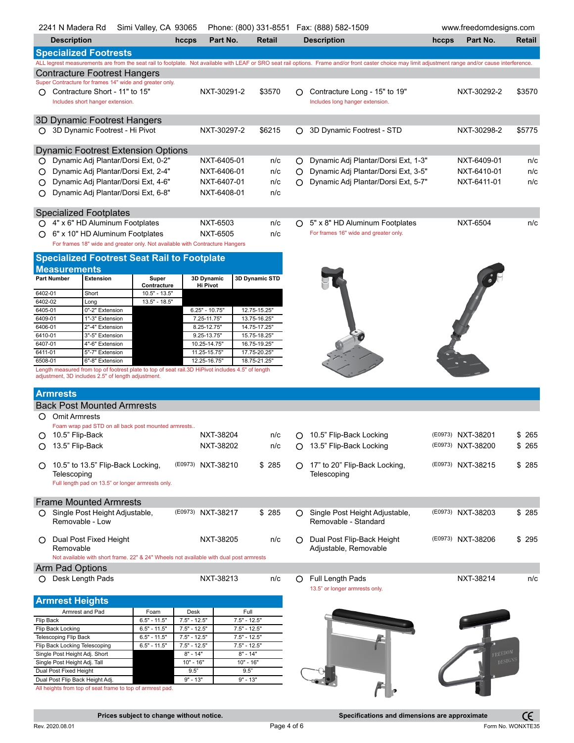2241 N Madera Rd   Simi Valley, CA 93065   Phone: (800) 331-8551   Fax: (888) 582-1509   www.freedomdesigns.com

| Description | hccps | Part No. | Retail | Description | hccps | Part No. | Retail |
|---|---|---|---|---|---|---|---|

## Specialized Footrests

ALL legrest measurements are from the seat rail to footplate. Not available with LEAF or SRO seat rail options. Frame and/or front caster choice may limit adjustment range and/or cause interference.

### Contracture Footrest Hangers

Super Contracture for frames 14" wide and greater only.

| Description | hccps | Part No. | Retail | Description | hccps | Part No. | Retail |
|---|---|---|---|---|---|---|---|
| ○ Contracture Short - 11" to 15" (Includes short hanger extension.) | | NXT-30291-2 | $3570 | ○ Contracture Long - 15" to 19" (Includes long hanger extension.) | | NXT-30292-2 | $3570 |

### 3D Dynamic Footrest Hangers

| Description | hccps | Part No. | Retail | Description | hccps | Part No. | Retail |
|---|---|---|---|---|---|---|---|
| ○ 3D Dynamic Footrest - Hi Pivot | | NXT-30297-2 | $6215 | ○ 3D Dynamic Footrest - STD | | NXT-30298-2 | $5775 |

### Dynamic Footrest Extension Options

| Description | hccps | Part No. | Retail | Description | hccps | Part No. | Retail |
|---|---|---|---|---|---|---|---|
| ○ Dynamic Adj Plantar/Dorsi Ext, 0-2" | | NXT-6405-01 | n/c | ○ Dynamic Adj Plantar/Dorsi Ext, 1-3" | | NXT-6409-01 | n/c |
| ○ Dynamic Adj Plantar/Dorsi Ext, 2-4" | | NXT-6406-01 | n/c | ○ Dynamic Adj Plantar/Dorsi Ext, 3-5" | | NXT-6410-01 | n/c |
| ○ Dynamic Adj Plantar/Dorsi Ext, 4-6" | | NXT-6407-01 | n/c | ○ Dynamic Adj Plantar/Dorsi Ext, 5-7" | | NXT-6411-01 | n/c |
| ○ Dynamic Adj Plantar/Dorsi Ext, 6-8" | | NXT-6408-01 | n/c | | | | |

### Specialized Footplates

| Description | hccps | Part No. | Retail | Description | hccps | Part No. | Retail |
|---|---|---|---|---|---|---|---|
| ○ 4" x 6" HD Aluminum Footplates | | NXT-6503 | n/c | ○ 5" x 8" HD Aluminum Footplates (For frames 16" wide and greater only.) | | NXT-6504 | n/c |
| ○ 6" x 10" HD Aluminum Footplates (For frames 18" wide and greater only. Not available with Contracture Hangers) | | NXT-6505 | n/c | | | | |

## Specialized Footrest Seat Rail to Footplate Measurements

| Part Number | Extension | Super Contracture | 3D Dynamic Hi Pivot | 3D Dynamic STD |
|---|---|---|---|---|
| 6402-01 | Short | 10.5" - 13.5" | | |
| 6402-02 | Long | 13.5" - 18.5" | | |
| 6405-01 | 0"-2" Extension | | 6.25" - 10.75" | 12.75-15.25" |
| 6409-01 | 1"-3" Extension | | 7.25-11.75" | 13.75-16.25" |
| 6406-01 | 2"-4" Extension | | 8.25-12.75" | 14.75-17.25" |
| 6410-01 | 3"-5" Extension | | 9.25-13.75" | 15.75-18.25" |
| 6407-01 | 4"-6" Extension | | 10.25-14.75" | 16.75-19.25" |
| 6411-01 | 5"-7" Extension | | 11.25-15.75" | 17.75-20.25" |
| 6508-01 | 6"-8" Extension | | 12.25-16.75" | 18.75-21.25" |

Length measured from top of footrest plate to top of seat rail.3D HiPivot includes 4.5" of length adjustment, 3D includes 2.5" of length adjustment.

## Armrests

### Back Post Mounted Armrests

○ Omit Armrests

Foam wrap pad STD on all back post mounted armrests..

| Description | hccps | Part No. | Retail | Description | hccps | Part No. | Retail |
|---|---|---|---|---|---|---|---|
| ○ 10.5" Flip-Back | | NXT-38204 | n/c | ○ 10.5" Flip-Back Locking | (E0973) | NXT-38201 | $ 265 |
| ○ 13.5" Flip-Back | | NXT-38202 | n/c | ○ 13.5" Flip-Back Locking | (E0973) | NXT-38200 | $ 265 |
| ○ 10.5" to 13.5" Flip-Back Locking, Telescoping (Full length pad on 13.5" or longer armrests only.) | (E0973) | NXT-38210 | $ 285 | ○ 17" to 20" Flip-Back Locking, Telescoping | (E0973) | NXT-38215 | $ 285 |

### Frame Mounted Armrests

| Description | hccps | Part No. | Retail | Description | hccps | Part No. | Retail |
|---|---|---|---|---|---|---|---|
| ○ Single Post Height Adjustable, Removable - Low | (E0973) | NXT-38217 | $ 285 | ○ Single Post Height Adjustable, Removable - Standard | (E0973) | NXT-38203 | $ 285 |
| ○ Dual Post Fixed Height Removable (Not available with short frame. 22" & 24" Wheels not available with dual post armrests) | | NXT-38205 | n/c | ○ Dual Post Flip-Back Height Adjustable, Removable | (E0973) | NXT-38206 | $ 295 |

### Arm Pad Options

| Description | hccps | Part No. | Retail | Description | hccps | Part No. | Retail |
|---|---|---|---|---|---|---|---|
| ○ Desk Length Pads | | NXT-38213 | n/c | ○ Full Length Pads (13.5" or longer armrests only.) | | NXT-38214 | n/c |

## Armrest Heights

| Armrest and Pad | Foam | Desk | Full |
|---|---|---|---|
| Flip Back | 6.5" - 11.5" | 7.5" - 12.5" | 7.5" - 12.5" |
| Flip Back Locking | 6.5" - 11.5" | 7.5" - 12.5" | 7.5" - 12.5" |
| Telescoping Flip Back | 6.5" - 11.5" | 7.5" - 12.5" | 7.5" - 12.5" |
| Flip Back Locking Telescoping | 6.5" - 11.5" | 7.5" - 12.5" | 7.5" - 12.5" |
| Single Post Height Adj. Short | | 8" - 14" | 8" - 14" |
| Single Post Height Adj. Tall | | 10" - 16" | 10" - 16" |
| Dual Post Fixed Height | | 9.5" | 9.5" |
| Dual Post Flip Back Height Adj. | | 9" - 13" | 9" - 13" |

All heights from top of seat frame to top of armrest pad.

Prices subject to change without notice. Specifications and dimensions are approximate

Rev. 2020.08.01   Form No. WONXTE35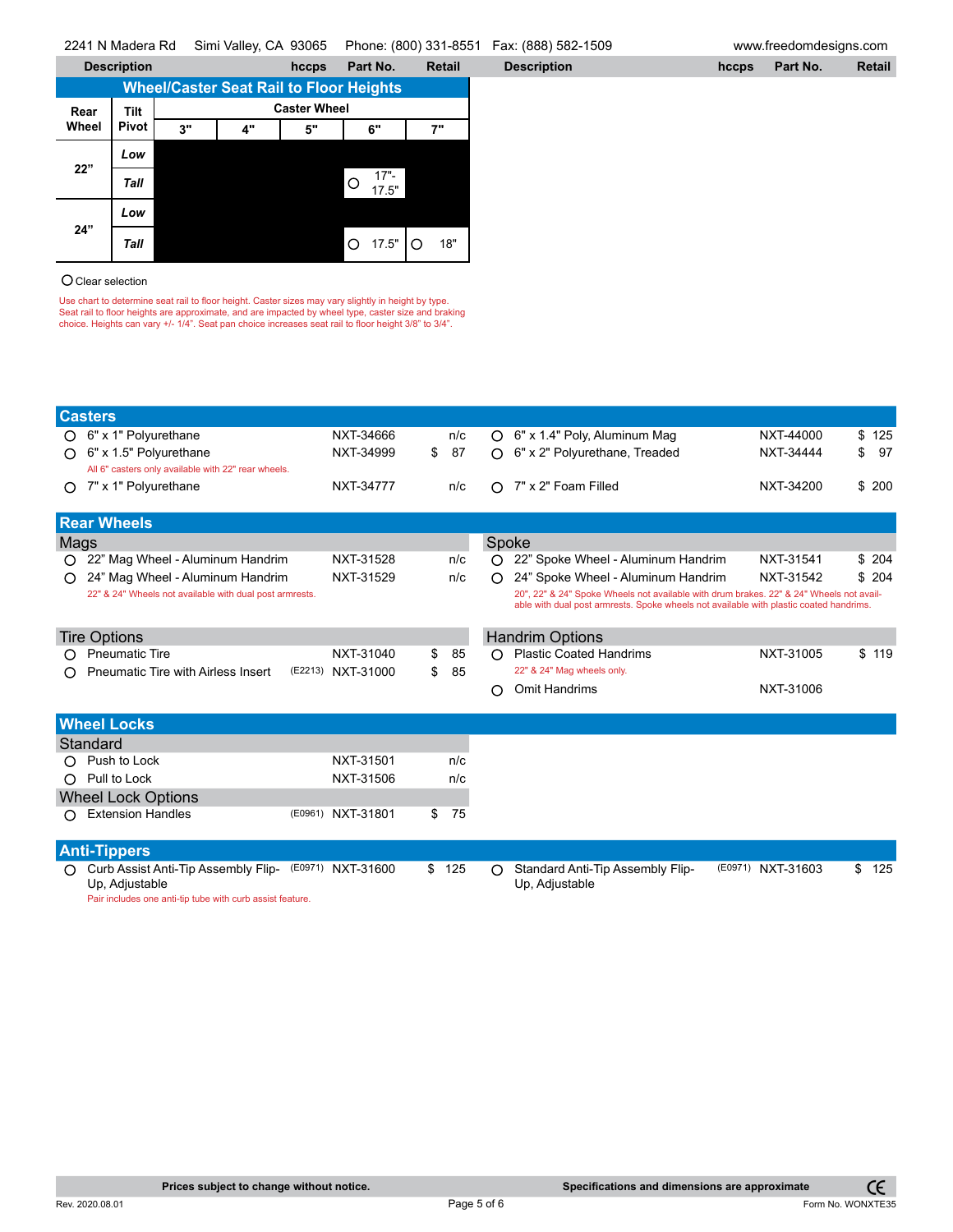2241 N Madera Rd Simi Valley, CA 93065 Phone: (800) 331-8551 Fax: (888) 582-1509 www.freedomdesigns.com

| Description | hccps | Part No. | Retail | Description | hccps | Part No. | Retail |
|---|---|---|---|---|---|---|---|

## Wheel/Caster Seat Rail to Floor Heights

| Rear Wheel | Tilt Pivot | Caster Wheel | | | | |
|---|---|---|---|---|---|---|
| | | 3" | 4" | 5" | 6" | 7" |
| 22" | Low | | | | | |
| | Tall | | | | ○ 17"-17.5" | |
| 24" | Low | | | | | |
| | Tall | | | | ○ 17.5" | ○ 18" |

○ Clear selection

Use chart to determine seat rail to floor height. Caster sizes may vary slightly in height by type. Seat rail to floor heights are approximate, and are impacted by wheel type, caster size and braking choice. Heights can vary +/- 1/4". Seat pan choice increases seat rail to floor height 3/8" to 3/4".

## Casters

| Description | hccps | Part No. | Retail |
|---|---|---|---|
| ○ 6" x 1" Polyurethane | | NXT-34666 | n/c |
| ○ 6" x 1.5" Polyurethane | | NXT-34999 | $ 87 |
| All 6" casters only available with 22" rear wheels. | | | |
| ○ 7" x 1" Polyurethane | | NXT-34777 | n/c |
| ○ 6" x 1.4" Poly, Aluminum Mag | | NXT-44000 | $ 125 |
| ○ 6" x 2" Polyurethane, Treaded | | NXT-34444 | $ 97 |
| ○ 7" x 2" Foam Filled | | NXT-34200 | $ 200 |

## Rear Wheels

### Mags

| Description | hccps | Part No. | Retail |
|---|---|---|---|
| ○ 22" Mag Wheel - Aluminum Handrim | | NXT-31528 | n/c |
| ○ 24" Mag Wheel - Aluminum Handrim | | NXT-31529 | n/c |

22" & 24" Wheels not available with dual post armrests.

### Spoke

| Description | hccps | Part No. | Retail |
|---|---|---|---|
| ○ 22" Spoke Wheel - Aluminum Handrim | | NXT-31541 | $ 204 |
| ○ 24" Spoke Wheel - Aluminum Handrim | | NXT-31542 | $ 204 |

20", 22" & 24" Spoke Wheels not available with drum brakes. 22" & 24" Wheels not available with dual post armrests. Spoke wheels not available with plastic coated handrims.

### Tire Options

| Description | hccps | Part No. | Retail |
|---|---|---|---|
| ○ Pneumatic Tire | | NXT-31040 | $ 85 |
| ○ Pneumatic Tire with Airless Insert | (E2213) | NXT-31000 | $ 85 |

### Handrim Options

| Description | hccps | Part No. | Retail |
|---|---|---|---|
| ○ Plastic Coated Handrims | | NXT-31005 | $ 119 |
| 22" & 24" Mag wheels only. | | | |
| ○ Omit Handrims | | NXT-31006 | |

## Wheel Locks

### Standard

| Description | hccps | Part No. | Retail |
|---|---|---|---|
| ○ Push to Lock | | NXT-31501 | n/c |
| ○ Pull to Lock | | NXT-31506 | n/c |

### Wheel Lock Options

| Description | hccps | Part No. | Retail |
|---|---|---|---|
| ○ Extension Handles | (E0961) | NXT-31801 | $ 75 |

## Anti-Tippers

| Description | hccps | Part No. | Retail |
|---|---|---|---|
| ○ Curb Assist Anti-Tip Assembly Flip-Up, Adjustable | (E0971) | NXT-31600 | $ 125 |
| Pair includes one anti-tip tube with curb assist feature. | | | |
| ○ Standard Anti-Tip Assembly Flip-Up, Adjustable | (E0971) | NXT-31603 | $ 125 |

Prices subject to change without notice. Specifications and dimensions are approximate

Rev. 2020.08.01 Form No. WONXTE35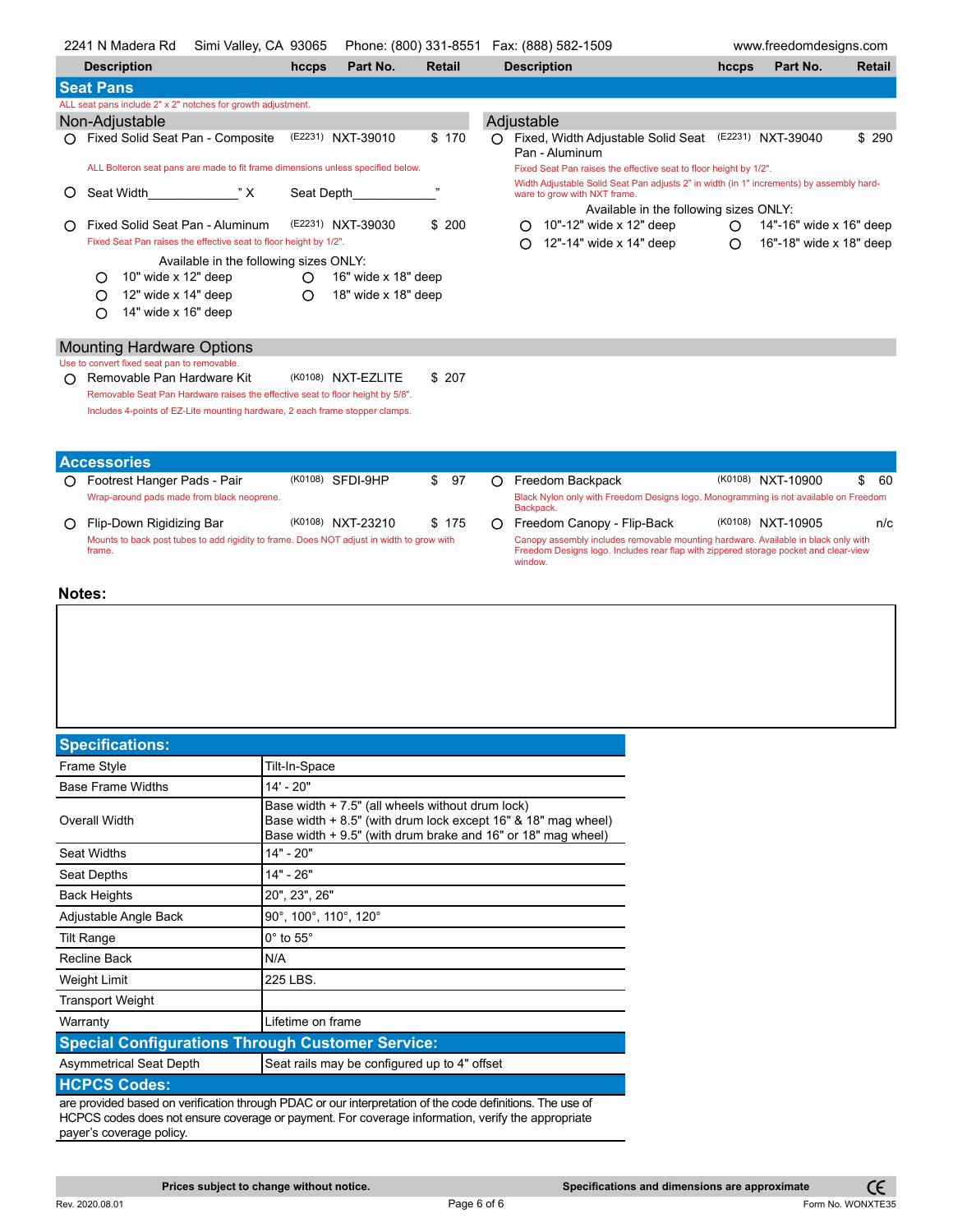2241 N Madera Rd  Simi Valley, CA 93065  Phone: (800) 331-8551  Fax: (888) 582-1509  www.freedomdesigns.com

| Description | hccps | Part No. | Retail | Description | hccps | Part No. | Retail |
|---|---|---|---|---|---|---|---|

## Seat Pans

ALL seat pans include 2" x 2" notches for growth adjustment.

### Non-Adjustable

- ○ Fixed Solid Seat Pan - Composite (E2231) NXT-39010 $ 170

ALL Bolteron seat pans are made to fit frame dimensions unless specified below.

- ○ Seat Width____________" X Seat Depth____________"
- ○ Fixed Solid Seat Pan - Aluminum (E2231) NXT-39030 $ 200

Fixed Seat Pan raises the effective seat to floor height by 1/2".

Available in the following sizes ONLY:
- ○ 10" wide x 12" deep
- ○ 12" wide x 14" deep
- ○ 14" wide x 16" deep
- ○ 16" wide x 18" deep
- ○ 18" wide x 18" deep

### Adjustable

- ○ Fixed, Width Adjustable Solid Seat Pan - Aluminum (E2231) NXT-39040 $ 290

Fixed Seat Pan raises the effective seat to floor height by 1/2".

Width Adjustable Solid Seat Pan adjusts 2" in width (in 1" increments) by assembly hardware to grow with NXT frame.

Available in the following sizes ONLY:
- ○ 10"-12" wide x 12" deep
- ○ 12"-14" wide x 14" deep
- ○ 14"-16" wide x 16" deep
- ○ 16"-18" wide x 18" deep

### Mounting Hardware Options

Use to convert fixed seat pan to removable.

- ○ Removable Pan Hardware Kit (K0108) NXT-EZLITE $ 207

Removable Seat Pan Hardware raises the effective seat to floor height by 5/8".

Includes 4-points of EZ-Lite mounting hardware, 2 each frame stopper clamps.

## Accessories

- ○ Footrest Hanger Pads - Pair (K0108) SFDI-9HP $ 97

Wrap-around pads made from black neoprene.

- ○ Flip-Down Rigidizing Bar (K0108) NXT-23210 $ 175

Mounts to back post tubes to add rigidity to frame. Does NOT adjust in width to grow with frame.

- ○ Freedom Backpack (K0108) NXT-10900 $ 60

Black Nylon only with Freedom Designs logo. Monogramming is not available on Freedom Backpack.

- ○ Freedom Canopy - Flip-Back (K0108) NXT-10905 n/c

Canopy assembly includes removable mounting hardware. Available in black only with Freedom Designs logo. Includes rear flap with zippered storage pocket and clear-view window.

**Notes:**

## Specifications:

| | |
|---|---|
| Frame Style | Tilt-In-Space |
| Base Frame Widths | 14' - 20" |
| Overall Width | Base width + 7.5" (all wheels without drum lock)<br>Base width + 8.5" (with drum lock except 16" & 18" mag wheel)<br>Base width + 9.5" (with drum brake and 16" or 18" mag wheel) |
| Seat Widths | 14" - 20" |
| Seat Depths | 14" - 26" |
| Back Heights | 20", 23", 26" |
| Adjustable Angle Back | 90°, 100°, 110°, 120° |
| Tilt Range | 0° to 55° |
| Recline Back | N/A |
| Weight Limit | 225 LBS. |
| Transport Weight | |
| Warranty | Lifetime on frame |

## Special Configurations Through Customer Service:

| | |
|---|---|
| Asymmetrical Seat Depth | Seat rails may be configured up to 4" offset |

## HCPCS Codes:

are provided based on verification through PDAC or our interpretation of the code definitions. The use of HCPCS codes does not ensure coverage or payment. For coverage information, verify the appropriate payer's coverage policy.

Prices subject to change without notice.  Specifications and dimensions are approximate

Rev. 2020.08.01  Form No. WONXTE35